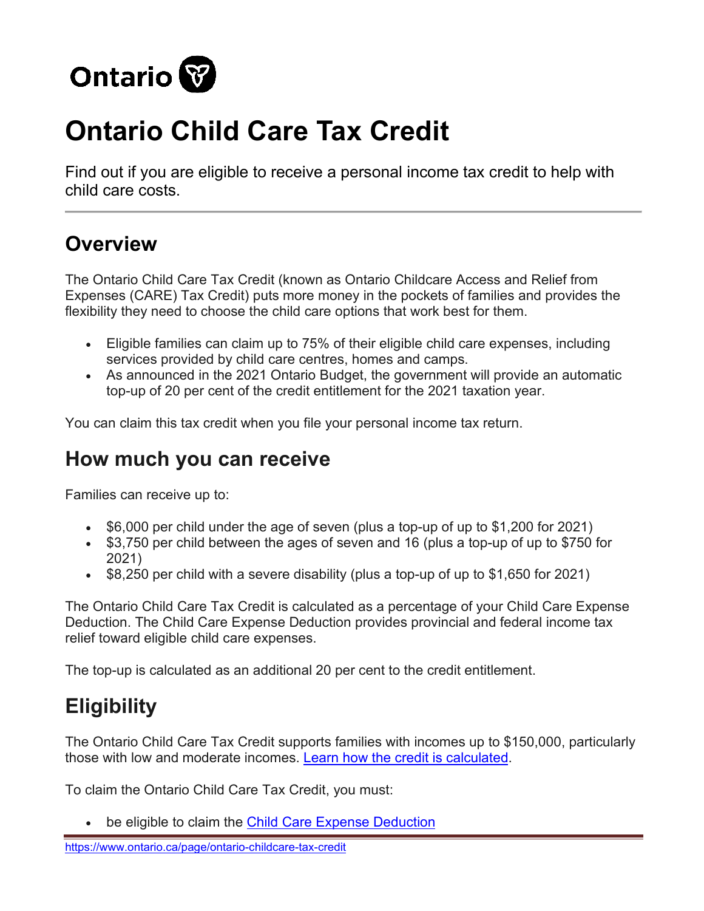Ontario

# Ontario Child Care Tax Credit

Find out if you are eligible to receive a personal income tax credit to help with child care costs.

## Overview

The Ontario Child Care Tax Credit (known as Ontario Childcare Access and Relief from Expenses (CARE) Tax Credit) puts more money in the pockets of families and provides the flexibility they need to choose the child care options that work best for them.

- Eligible families can claim up to 75% of their eligible child care expenses, including services provided by child care centres, homes and camps.
- As announced in the 2021 Ontario Budget, the government will provide an automatic top-up of 20 per cent of the credit entitlement for the 2021 taxation year.

You can claim this tax credit when you file your personal income tax return.

## How much you can receive

Families can receive up to:

- $6,000 per child under the age of seven (plus a top-up of up to $1,200 for 2021)
- $3,750 per child between the ages of seven and 16 (plus a top-up of up to $750 for 2021)
- $8,250 per child with a severe disability (plus a top-up of up to $1,650 for 2021)

The Ontario Child Care Tax Credit is calculated as a percentage of your Child Care Expense Deduction. The Child Care Expense Deduction provides provincial and federal income tax relief toward eligible child care expenses.

The top-up is calculated as an additional 20 per cent to the credit entitlement.

## Eligibility

The Ontario Child Care Tax Credit supports families with incomes up to $150,000, particularly those with low and moderate incomes. Learn how the credit is calculated.

To claim the Ontario Child Care Tax Credit, you must:

- be eligible to claim the Child Care Expense Deduction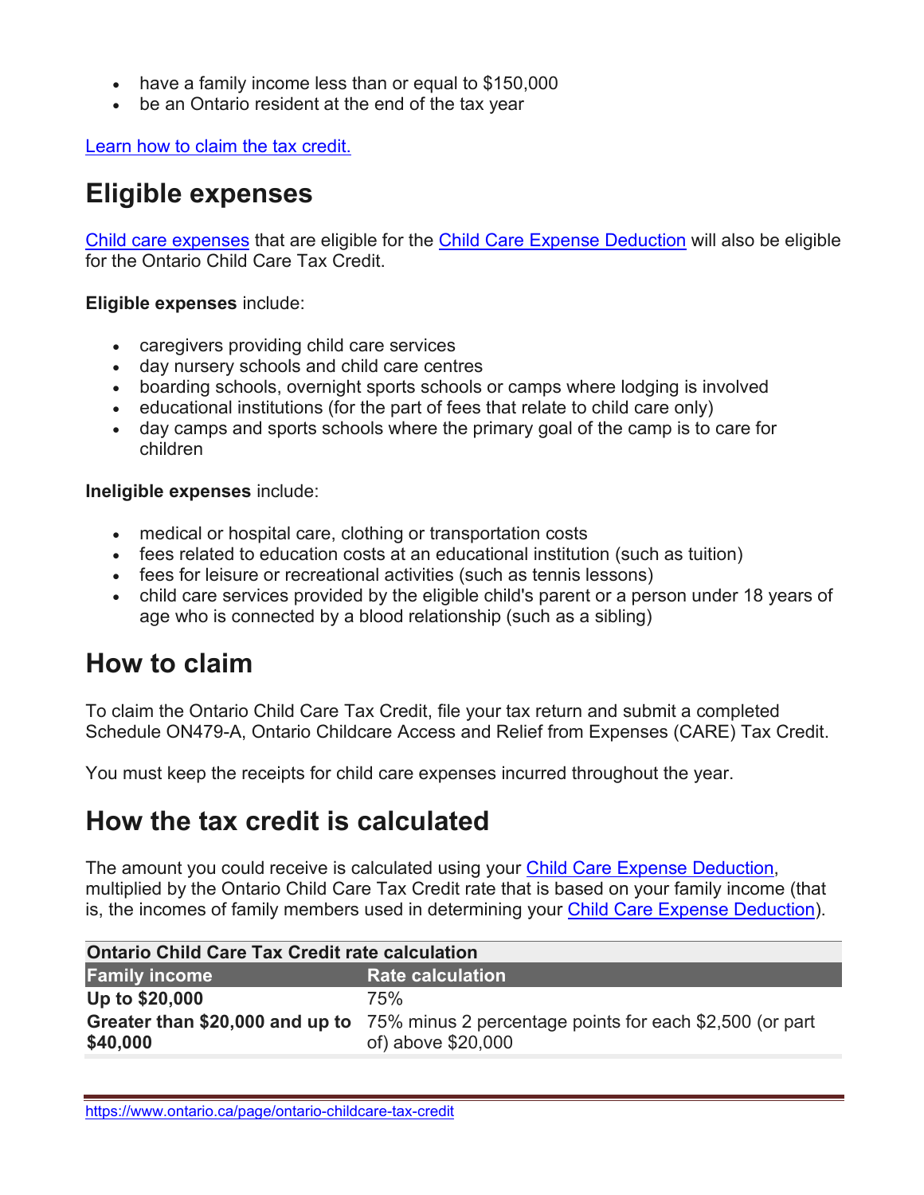- have a family income less than or equal to $150,000
- be an Ontario resident at the end of the tax year

Learn how to claim the tax credit.

## Eligible expenses

Child care expenses that are eligible for the Child Care Expense Deduction will also be eligible for the Ontario Child Care Tax Credit.

**Eligible expenses** include:

- caregivers providing child care services
- day nursery schools and child care centres
- boarding schools, overnight sports schools or camps where lodging is involved
- educational institutions (for the part of fees that relate to child care only)
- day camps and sports schools where the primary goal of the camp is to care for children

**Ineligible expenses** include:

- medical or hospital care, clothing or transportation costs
- fees related to education costs at an educational institution (such as tuition)
- fees for leisure or recreational activities (such as tennis lessons)
- child care services provided by the eligible child's parent or a person under 18 years of age who is connected by a blood relationship (such as a sibling)

## How to claim

To claim the Ontario Child Care Tax Credit, file your tax return and submit a completed Schedule ON479-A, Ontario Childcare Access and Relief from Expenses (CARE) Tax Credit.

You must keep the receipts for child care expenses incurred throughout the year.

## How the tax credit is calculated

The amount you could receive is calculated using your Child Care Expense Deduction, multiplied by the Ontario Child Care Tax Credit rate that is based on your family income (that is, the incomes of family members used in determining your Child Care Expense Deduction).

**Ontario Child Care Tax Credit rate calculation**

| Family income | Rate calculation |
| --- | --- |
| **Up to $20,000** | 75% |
| **Greater than $20,000 and up to $40,000** | 75% minus 2 percentage points for each $2,500 (or part of) above $20,000 |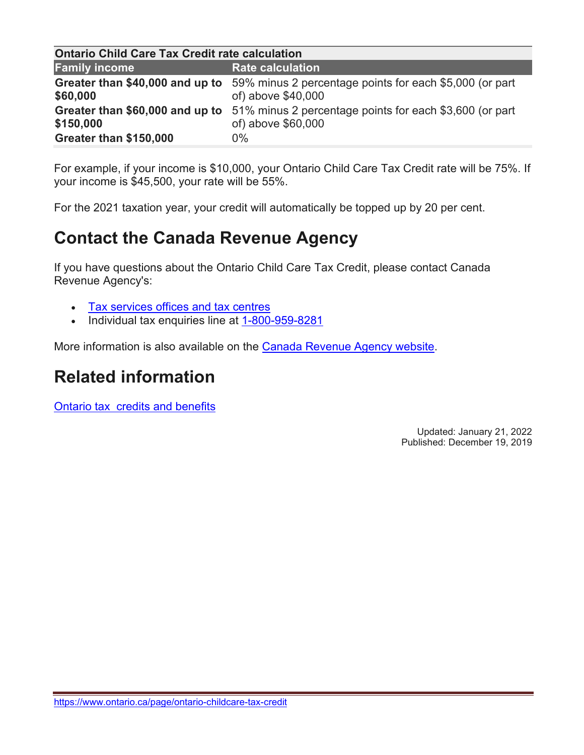| Ontario Child Care Tax Credit rate calculation | |
|---|---|
| **Family income** | **Rate calculation** |
| **Greater than $40,000 and up to $60,000** | 59% minus 2 percentage points for each $5,000 (or part of) above $40,000 |
| **Greater than $60,000 and up to $150,000** | 51% minus 2 percentage points for each $3,600 (or part of) above $60,000 |
| **Greater than $150,000** | 0% |

For example, if your income is $10,000, your Ontario Child Care Tax Credit rate will be 75%. If your income is $45,500, your rate will be 55%.

For the 2021 taxation year, your credit will automatically be topped up by 20 per cent.

## Contact the Canada Revenue Agency

If you have questions about the Ontario Child Care Tax Credit, please contact Canada Revenue Agency's:

- Tax services offices and tax centres
- Individual tax enquiries line at 1-800-959-8281

More information is also available on the Canada Revenue Agency website.

## Related information

Ontario tax credits and benefits

Updated: January 21, 2022
Published: December 19, 2019

https://www.ontario.ca/page/ontario-childcare-tax-credit